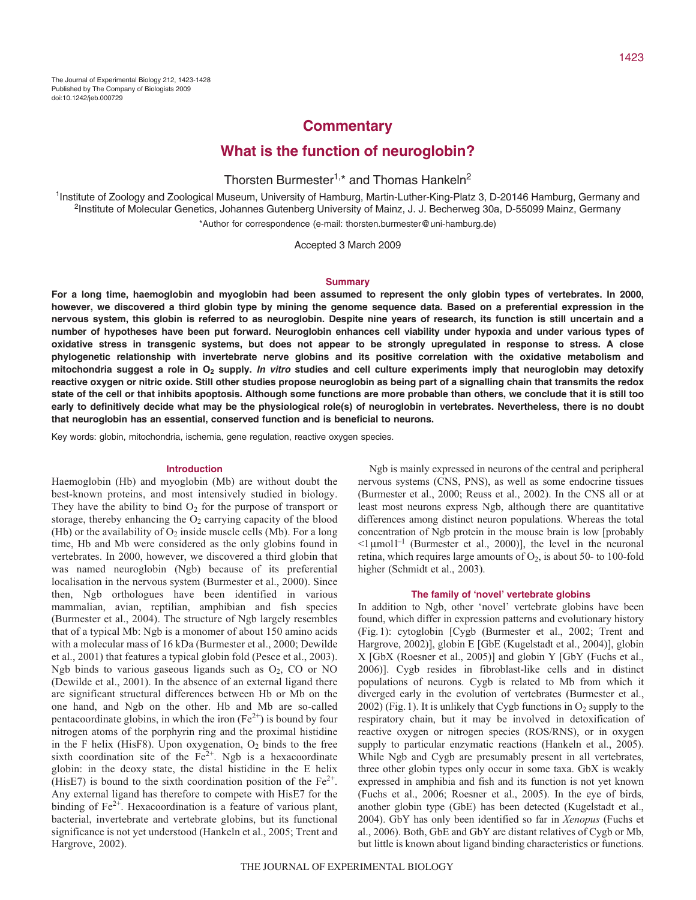## Commentary

# What is the function of neuroglobin?

Thorsten Burmester[1,*] and Thomas Hankeln[2]

[1]Institute of Zoology and Zoological Museum, University of Hamburg, Martin-Luther-King-Platz 3, D-20146 Hamburg, Germany and [2]Institute of Molecular Genetics, Johannes Gutenberg University of Mainz, J. J. Becherweg 30a, D-55099 Mainz, Germany

*Author for correspondence (e-mail: thorsten.burmester@uni-hamburg.de)

Accepted 3 March 2009

### Summary

**For a long time, haemoglobin and myoglobin had been assumed to represent the only globin types of vertebrates. In 2000, however, we discovered a third globin type by mining the genome sequence data. Based on a preferential expression in the nervous system, this globin is referred to as neuroglobin. Despite nine years of research, its function is still uncertain and a number of hypotheses have been put forward. Neuroglobin enhances cell viability under hypoxia and under various types of oxidative stress in transgenic systems, but does not appear to be strongly upregulated in response to stress. A close phylogenetic relationship with invertebrate nerve globins and its positive correlation with the oxidative metabolism and mitochondria suggest a role in $O_2$ supply. *In vitro* studies and cell culture experiments imply that neuroglobin may detoxify reactive oxygen or nitric oxide. Still other studies propose neuroglobin as being part of a signalling chain that transmits the redox state of the cell or that inhibits apoptosis. Although some functions are more probable than others, we conclude that it is still too early to definitively decide what may be the physiological role(s) of neuroglobin in vertebrates. Nevertheless, there is no doubt that neuroglobin has an essential, conserved function and is beneficial to neurons.**

Key words: globin, mitochondria, ischemia, gene regulation, reactive oxygen species.

### Introduction

Haemoglobin (Hb) and myoglobin (Mb) are without doubt the best-known proteins, and most intensively studied in biology. They have the ability to bind $O_2$ for the purpose of transport or storage, thereby enhancing the $O_2$ carrying capacity of the blood (Hb) or the availability of $O_2$ inside muscle cells (Mb). For a long time, Hb and Mb were considered as the only globins found in vertebrates. In 2000, however, we discovered a third globin that was named neuroglobin (Ngb) because of its preferential localisation in the nervous system (Burmester et al., 2000). Since then, Ngb orthologues have been identified in various mammalian, avian, reptilian, amphibian and fish species (Burmester et al., 2004). The structure of Ngb largely resembles that of a typical Mb: Ngb is a monomer of about 150 amino acids with a molecular mass of 16 kDa (Burmester et al., 2000; Dewilde et al., 2001) that features a typical globin fold (Pesce et al., 2003). Ngb binds to various gaseous ligands such as $O_2$, CO or NO (Dewilde et al., 2001). In the absence of an external ligand there are significant structural differences between Hb or Mb on the one hand, and Ngb on the other. Hb and Mb are so-called pentacoordinate globins, in which the iron ($Fe^{2+}$) is bound by four nitrogen atoms of the porphyrin ring and the proximal histidine in the F helix (HisF8). Upon oxygenation, $O_2$ binds to the free sixth coordination site of the $Fe^{2+}$. Ngb is a hexacoordinate globin: in the deoxy state, the distal histidine in the E helix (HisE7) is bound to the sixth coordination position of the $Fe^{2+}$. Any external ligand has therefore to compete with HisE7 for the binding of $Fe^{2+}$. Hexacoordination is a feature of various plant, bacterial, invertebrate and vertebrate globins, but its functional significance is not yet understood (Hankeln et al., 2005; Trent and Hargrove, 2002).

Ngb is mainly expressed in neurons of the central and peripheral nervous systems (CNS, PNS), as well as some endocrine tissues (Burmester et al., 2000; Reuss et al., 2002). In the CNS all or at least most neurons express Ngb, although there are quantitative differences among distinct neuron populations. Whereas the total concentration of Ngb protein in the mouse brain is low [probably $<1\,\mu mol\,l^{-1}$ (Burmester et al., 2000)], the level in the neuronal retina, which requires large amounts of $O_2$, is about 50- to 100-fold higher (Schmidt et al., 2003).

### The family of 'novel' vertebrate globins

In addition to Ngb, other 'novel' vertebrate globins have been found, which differ in expression patterns and evolutionary history (Fig. 1): cytoglobin [Cygb (Burmester et al., 2002; Trent and Hargrove, 2002)], globin E [GbE (Kugelstadt et al., 2004)], globin X [GbX (Roesner et al., 2005)] and globin Y [GbY (Fuchs et al., 2006)]. Cygb resides in fibroblast-like cells and in distinct populations of neurons. Cygb is related to Mb from which it diverged early in the evolution of vertebrates (Burmester et al., 2002) (Fig. 1). It is unlikely that Cygb functions in $O_2$ supply to the respiratory chain, but it may be involved in detoxification of reactive oxygen or nitrogen species (ROS/RNS), or in oxygen supply to particular enzymatic reactions (Hankeln et al., 2005). While Ngb and Cygb are presumably present in all vertebrates, three other globin types only occur in some taxa. GbX is weakly expressed in amphibia and fish and its function is not yet known (Fuchs et al., 2006; Roesner et al., 2005). In the eye of birds, another globin type (GbE) has been detected (Kugelstadt et al., 2004). GbY has only been identified so far in *Xenopus* (Fuchs et al., 2006). Both, GbE and GbY are distant relatives of Cygb or Mb, but little is known about ligand binding characteristics or functions.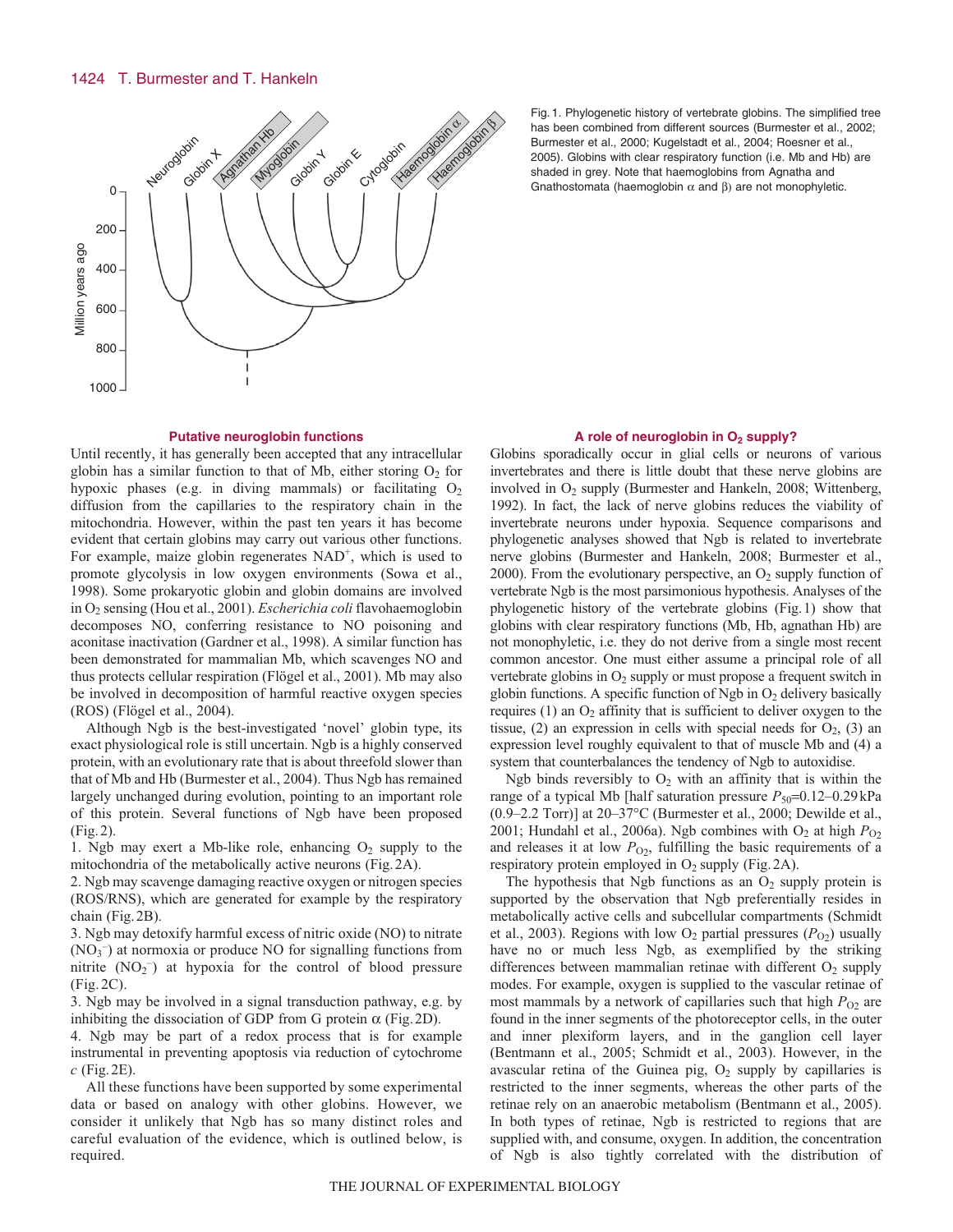Fig. 1. Phylogenetic history of vertebrate globins. The simplified tree has been combined from different sources (Burmester et al., 2002; Burmester et al., 2000; Kugelstadt et al., 2004; Roesner et al., 2005). Globins with clear respiratory function (i.e. Mb and Hb) are shaded in grey. Note that haemoglobins from Agnatha and Gnathostomata (haemoglobin α and β) are not monophyletic.

### Putative neuroglobin functions

Until recently, it has generally been accepted that any intracellular globin has a similar function to that of Mb, either storing $O_2$ for hypoxic phases (e.g. in diving mammals) or facilitating $O_2$ diffusion from the capillaries to the respiratory chain in the mitochondria. However, within the past ten years it has become evident that certain globins may carry out various other functions. For example, maize globin regenerates $NAD^+$, which is used to promote glycolysis in low oxygen environments (Sowa et al., 1998). Some prokaryotic globin and globin domains are involved in $O_2$ sensing (Hou et al., 2001). *Escherichia coli* flavohaemoglobin decomposes NO, conferring resistance to NO poisoning and aconitase inactivation (Gardner et al., 1998). A similar function has been demonstrated for mammalian Mb, which scavenges NO and thus protects cellular respiration (Flögel et al., 2001). Mb may also be involved in decomposition of harmful reactive oxygen species (ROS) (Flögel et al., 2004).

Although Ngb is the best-investigated 'novel' globin type, its exact physiological role is still uncertain. Ngb is a highly conserved protein, with an evolutionary rate that is about threefold slower than that of Mb and Hb (Burmester et al., 2004). Thus Ngb has remained largely unchanged during evolution, pointing to an important role of this protein. Several functions of Ngb have been proposed (Fig. 2).

1. Ngb may exert a Mb-like role, enhancing $O_2$ supply to the mitochondria of the metabolically active neurons (Fig. 2A).
2. Ngb may scavenge damaging reactive oxygen or nitrogen species (ROS/RNS), which are generated for example by the respiratory chain (Fig. 2B).
3. Ngb may detoxify harmful excess of nitric oxide (NO) to nitrate ($NO_3^-$) at normoxia or produce NO for signalling functions from nitrite ($NO_2^-$) at hypoxia for the control of blood pressure (Fig. 2C).
3. Ngb may be involved in a signal transduction pathway, e.g. by inhibiting the dissociation of GDP from G protein α (Fig. 2D).
4. Ngb may be part of a redox process that is for example instrumental in preventing apoptosis via reduction of cytochrome *c* (Fig. 2E).

All these functions have been supported by some experimental data or based on analogy with other globins. However, we consider it unlikely that Ngb has so many distinct roles and careful evaluation of the evidence, which is outlined below, is required.

### A role of neuroglobin in $O_2$ supply?

Globins sporadically occur in glial cells or neurons of various invertebrates and there is little doubt that these nerve globins are involved in $O_2$ supply (Burmester and Hankeln, 2008; Wittenberg, 1992). In fact, the lack of nerve globins reduces the viability of invertebrate neurons under hypoxia. Sequence comparisons and phylogenetic analyses showed that Ngb is related to invertebrate nerve globins (Burmester and Hankeln, 2008; Burmester et al., 2000). From the evolutionary perspective, an $O_2$ supply function of vertebrate Ngb is the most parsimonious hypothesis. Analyses of the phylogenetic history of the vertebrate globins (Fig. 1) show that globins with clear respiratory functions (Mb, Hb, agnathan Hb) are not monophyletic, i.e. they do not derive from a single most recent common ancestor. One must either assume a principal role of all vertebrate globins in $O_2$ supply or must propose a frequent switch in globin functions. A specific function of Ngb in $O_2$ delivery basically requires (1) an $O_2$ affinity that is sufficient to deliver oxygen to the tissue, (2) an expression in cells with special needs for $O_2$, (3) an expression level roughly equivalent to that of muscle Mb and (4) a system that counterbalances the tendency of Ngb to autoxidise.

Ngb binds reversibly to $O_2$ with an affinity that is within the range of a typical Mb [half saturation pressure $P_{50}$=0.12–0.29 kPa (0.9–2.2 Torr)] at 20–37°C (Burmester et al., 2000; Dewilde et al., 2001; Hundahl et al., 2006a). Ngb combines with $O_2$ at high $P_{O_2}$ and releases it at low $P_{O_2}$, fulfilling the basic requirements of a respiratory protein employed in $O_2$ supply (Fig. 2A).

The hypothesis that Ngb functions as an $O_2$ supply protein is supported by the observation that Ngb preferentially resides in metabolically active cells and subcellular compartments (Schmidt et al., 2003). Regions with low $O_2$ partial pressures ($P_{O_2}$) usually have no or much less Ngb, as exemplified by the striking differences between mammalian retinae with different $O_2$ supply modes. For example, oxygen is supplied to the vascular retinae of most mammals by a network of capillaries such that high $P_{O_2}$ are found in the inner segments of the photoreceptor cells, in the outer and inner plexiform layers, and in the ganglion cell layer (Bentmann et al., 2005; Schmidt et al., 2003). However, in the avascular retina of the Guinea pig, $O_2$ supply by capillaries is restricted to the inner segments, whereas the other parts of the retinae rely on an anaerobic metabolism (Bentmann et al., 2005). In both types of retinae, Ngb is restricted to regions that are supplied with, and consume, oxygen. In addition, the concentration of Ngb is also tightly correlated with the distribution of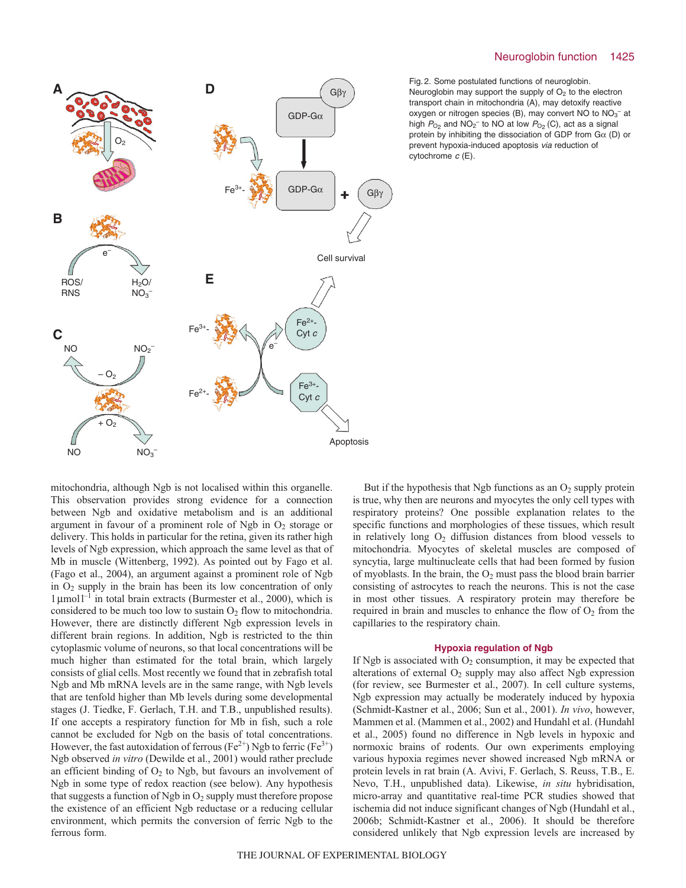Fig. 2. Some postulated functions of neuroglobin. Neuroglobin may support the supply of $O_2$ to the electron transport chain in mitochondria (A), may detoxify reactive oxygen or nitrogen species (B), may convert NO to $NO_3^-$ at high $P_{O_2}$ and $NO_2^-$ to NO at low $P_{O_2}$ (C), act as a signal protein by inhibiting the dissociation of GDP from Gα (D) or prevent hypoxia-induced apoptosis *via* reduction of cytochrome *c* (E).

mitochondria, although Ngb is not localised within this organelle. This observation provides strong evidence for a connection between Ngb and oxidative metabolism and is an additional argument in favour of a prominent role of Ngb in $O_2$ storage or delivery. This holds in particular for the retina, given its rather high levels of Ngb expression, which approach the same level as that of Mb in muscle (Wittenberg, 1992). As pointed out by Fago et al. (Fago et al., 2004), an argument against a prominent role of Ngb in $O_2$ supply in the brain has been its low concentration of only 1 μmol $l^{-1}$ in total brain extracts (Burmester et al., 2000), which is considered to be much too low to sustain $O_2$ flow to mitochondria. However, there are distinctly different Ngb expression levels in different brain regions. In addition, Ngb is restricted to the thin cytoplasmic volume of neurons, so that local concentrations will be much higher than estimated for the total brain, which largely consists of glial cells. Most recently we found that in zebrafish total Ngb and Mb mRNA levels are in the same range, with Ngb levels that are tenfold higher than Mb levels during some developmental stages (J. Tiedke, F. Gerlach, T.H. and T.B., unpublished results). If one accepts a respiratory function for Mb in fish, such a role cannot be excluded for Ngb on the basis of total concentrations. However, the fast autoxidation of ferrous ($Fe^{2+}$) Ngb to ferric ($Fe^{3+}$) Ngb observed *in vitro* (Dewilde et al., 2001) would rather preclude an efficient binding of $O_2$ to Ngb, but favours an involvement of Ngb in some type of redox reaction (see below). Any hypothesis that suggests a function of Ngb in $O_2$ supply must therefore propose the existence of an efficient Ngb reductase or a reducing cellular environment, which permits the conversion of ferric Ngb to the ferrous form.

But if the hypothesis that Ngb functions as an $O_2$ supply protein is true, why then are neurons and myocytes the only cell types with respiratory proteins? One possible explanation relates to the specific functions and morphologies of these tissues, which result in relatively long $O_2$ diffusion distances from blood vessels to mitochondria. Myocytes of skeletal muscles are composed of syncytia, large multinucleate cells that had been formed by fusion of myoblasts. In the brain, the $O_2$ must pass the blood brain barrier consisting of astrocytes to reach the neurons. This is not the case in most other tissues. A respiratory protein may therefore be required in brain and muscles to enhance the flow of $O_2$ from the capillaries to the respiratory chain.

## Hypoxia regulation of Ngb

If Ngb is associated with $O_2$ consumption, it may be expected that alterations of external $O_2$ supply may also affect Ngb expression (for review, see Burmester et al., 2007). In cell culture systems, Ngb expression may actually be moderately induced by hypoxia (Schmidt-Kastner et al., 2006; Sun et al., 2001). *In vivo*, however, Mammen et al. (Mammen et al., 2002) and Hundahl et al. (Hundahl et al., 2005) found no difference in Ngb levels in hypoxic and normoxic brains of rodents. Our own experiments employing various hypoxia regimes never showed increased Ngb mRNA or protein levels in rat brain (A. Avivi, F. Gerlach, S. Reuss, T.B., E. Nevo, T.H., unpublished data). Likewise, *in situ* hybridisation, micro-array and quantitative real-time PCR studies showed that ischemia did not induce significant changes of Ngb (Hundahl et al., 2006b; Schmidt-Kastner et al., 2006). It should be therefore considered unlikely that Ngb expression levels are increased by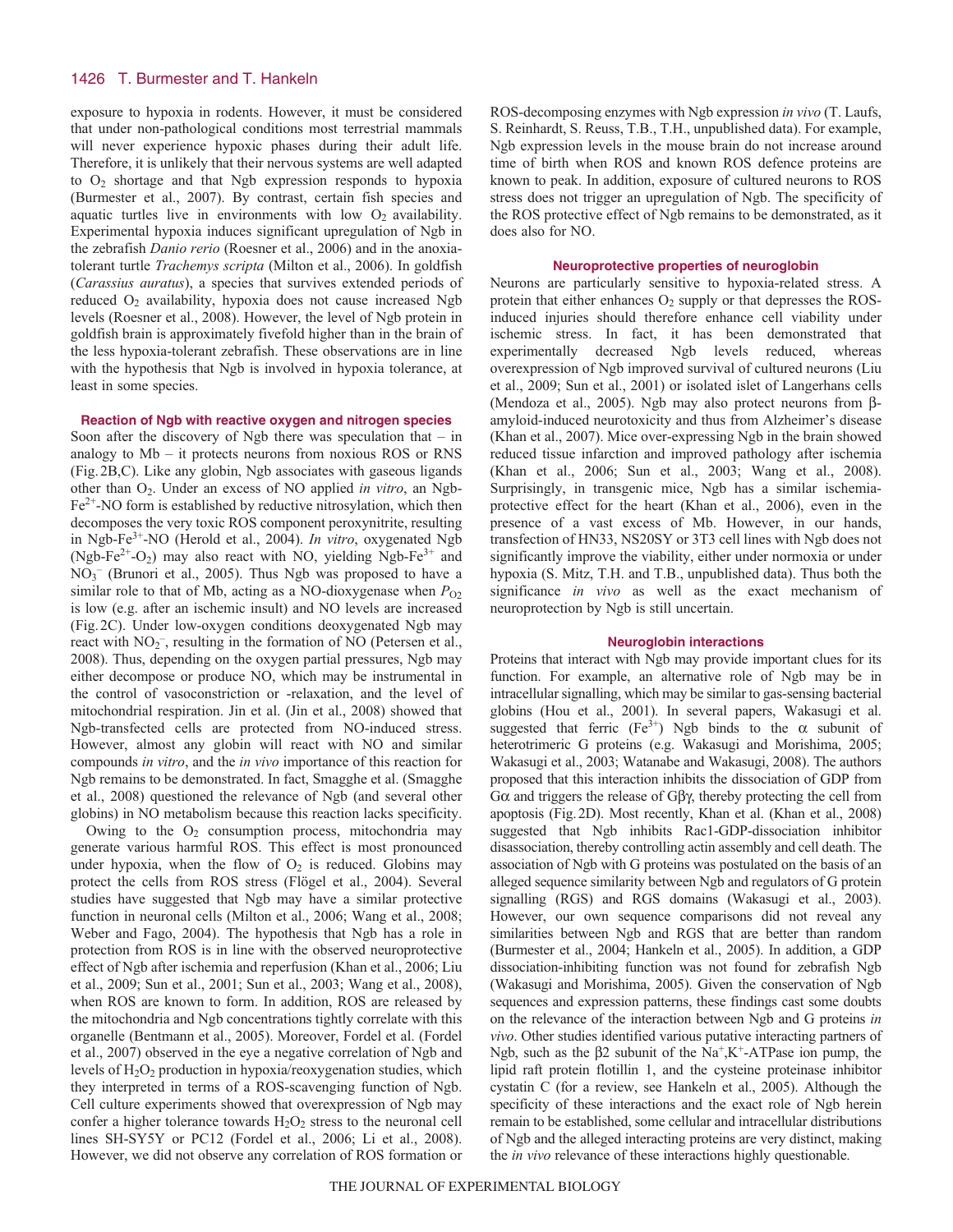exposure to hypoxia in rodents. However, it must be considered that under non-pathological conditions most terrestrial mammals will never experience hypoxic phases during their adult life. Therefore, it is unlikely that their nervous systems are well adapted to $O_2$ shortage and that Ngb expression responds to hypoxia (Burmester et al., 2007). By contrast, certain fish species and aquatic turtles live in environments with low $O_2$ availability. Experimental hypoxia induces significant upregulation of Ngb in the zebrafish *Danio rerio* (Roesner et al., 2006) and in the anoxia-tolerant turtle *Trachemys scripta* (Milton et al., 2006). In goldfish (*Carassius auratus*), a species that survives extended periods of reduced $O_2$ availability, hypoxia does not cause increased Ngb levels (Roesner et al., 2008). However, the level of Ngb protein in goldfish brain is approximately fivefold higher than in the brain of the less hypoxia-tolerant zebrafish. These observations are in line with the hypothesis that Ngb is involved in hypoxia tolerance, at least in some species.

### Reaction of Ngb with reactive oxygen and nitrogen species

Soon after the discovery of Ngb there was speculation that – in analogy to Mb – it protects neurons from noxious ROS or RNS (Fig. 2B,C). Like any globin, Ngb associates with gaseous ligands other than $O_2$. Under an excess of NO applied *in vitro*, an Ngb-$Fe^{2+}$-NO form is established by reductive nitrosylation, which then decomposes the very toxic ROS component peroxynitrite, resulting in Ngb-$Fe^{3+}$-NO (Herold et al., 2004). *In vitro*, oxygenated Ngb (Ngb-$Fe^{2+}$-$O_2$) may also react with NO, yielding Ngb-$Fe^{3+}$ and $NO_3^-$ (Brunori et al., 2005). Thus Ngb was proposed to have a similar role to that of Mb, acting as a NO-dioxygenase when $P_{O_2}$ is low (e.g. after an ischemic insult) and NO levels are increased (Fig. 2C). Under low-oxygen conditions deoxygenated Ngb may react with $NO_2^-$, resulting in the formation of NO (Petersen et al., 2008). Thus, depending on the oxygen partial pressures, Ngb may either decompose or produce NO, which may be instrumental in the control of vasoconstriction or -relaxation, and the level of mitochondrial respiration. Jin et al. (Jin et al., 2008) showed that Ngb-transfected cells are protected from NO-induced stress. However, almost any globin will react with NO and similar compounds *in vitro*, and the *in vivo* importance of this reaction for Ngb remains to be demonstrated. In fact, Smagghe et al. (Smagghe et al., 2008) questioned the relevance of Ngb (and several other globins) in NO metabolism because this reaction lacks specificity.

Owing to the $O_2$ consumption process, mitochondria may generate various harmful ROS. This effect is most pronounced under hypoxia, when the flow of $O_2$ is reduced. Globins may protect the cells from ROS stress (Flögel et al., 2004). Several studies have suggested that Ngb may have a similar protective function in neuronal cells (Milton et al., 2006; Wang et al., 2008; Weber and Fago, 2004). The hypothesis that Ngb has a role in protection from ROS is in line with the observed neuroprotective effect of Ngb after ischemia and reperfusion (Khan et al., 2006; Liu et al., 2009; Sun et al., 2001; Sun et al., 2003; Wang et al., 2008), when ROS are known to form. In addition, ROS are released by the mitochondria and Ngb concentrations tightly correlate with this organelle (Bentmann et al., 2005). Moreover, Fordel et al. (Fordel et al., 2007) observed in the eye a negative correlation of Ngb and levels of $H_2O_2$ production in hypoxia/reoxygenation studies, which they interpreted in terms of a ROS-scavenging function of Ngb. Cell culture experiments showed that overexpression of Ngb may confer a higher tolerance towards $H_2O_2$ stress to the neuronal cell lines SH-SY5Y or PC12 (Fordel et al., 2006; Li et al., 2008). However, we did not observe any correlation of ROS formation or ROS-decomposing enzymes with Ngb expression *in vivo* (T. Laufs, S. Reinhardt, S. Reuss, T.B., T.H., unpublished data). For example, Ngb expression levels in the mouse brain do not increase around time of birth when ROS and known ROS defence proteins are known to peak. In addition, exposure of cultured neurons to ROS stress does not trigger an upregulation of Ngb. The specificity of the ROS protective effect of Ngb remains to be demonstrated, as it does also for NO.

### Neuroprotective properties of neuroglobin

Neurons are particularly sensitive to hypoxia-related stress. A protein that either enhances $O_2$ supply or that depresses the ROS-induced injuries should therefore enhance cell viability under ischemic stress. In fact, it has been demonstrated that experimentally decreased Ngb levels reduced, whereas overexpression of Ngb improved survival of cultured neurons (Liu et al., 2009; Sun et al., 2001) or isolated islet of Langerhans cells (Mendoza et al., 2005). Ngb may also protect neurons from β-amyloid-induced neurotoxicity and thus from Alzheimer's disease (Khan et al., 2007). Mice over-expressing Ngb in the brain showed reduced tissue infarction and improved pathology after ischemia (Khan et al., 2006; Sun et al., 2003; Wang et al., 2008). Surprisingly, in transgenic mice, Ngb has a similar ischemia-protective effect for the heart (Khan et al., 2006), even in the presence of a vast excess of Mb. However, in our hands, transfection of HN33, NS20SY or 3T3 cell lines with Ngb does not significantly improve the viability, either under normoxia or under hypoxia (S. Mitz, T.H. and T.B., unpublished data). Thus both the significance *in vivo* as well as the exact mechanism of neuroprotection by Ngb is still uncertain.

### Neuroglobin interactions

Proteins that interact with Ngb may provide important clues for its function. For example, an alternative role of Ngb may be in intracellular signalling, which may be similar to gas-sensing bacterial globins (Hou et al., 2001). In several papers, Wakasugi et al. suggested that ferric ($Fe^{3+}$) Ngb binds to the α subunit of heterotrimeric G proteins (e.g. Wakasugi and Morishima, 2005; Wakasugi et al., 2003; Watanabe and Wakasugi, 2008). The authors proposed that this interaction inhibits the dissociation of GDP from Gα and triggers the release of Gβγ, thereby protecting the cell from apoptosis (Fig. 2D). Most recently, Khan et al. (Khan et al., 2008) suggested that Ngb inhibits Rac1-GDP-dissociation inhibitor disassociation, thereby controlling actin assembly and cell death. The association of Ngb with G proteins was postulated on the basis of an alleged sequence similarity between Ngb and regulators of G protein signalling (RGS) and RGS domains (Wakasugi et al., 2003). However, our own sequence comparisons did not reveal any similarities between Ngb and RGS that are better than random (Burmester et al., 2004; Hankeln et al., 2005). In addition, a GDP dissociation-inhibiting function was not found for zebrafish Ngb (Wakasugi and Morishima, 2005). Given the conservation of Ngb sequences and expression patterns, these findings cast some doubts on the relevance of the interaction between Ngb and G proteins *in vivo*. Other studies identified various putative interacting partners of Ngb, such as the β2 subunit of the $Na^+$,$K^+$-ATPase ion pump, the lipid raft protein flotillin 1, and the cysteine proteinase inhibitor cystatin C (for a review, see Hankeln et al., 2005). Although the specificity of these interactions and the exact role of Ngb herein remain to be established, some cellular and intracellular distributions of Ngb and the alleged interacting proteins are very distinct, making the *in vivo* relevance of these interactions highly questionable.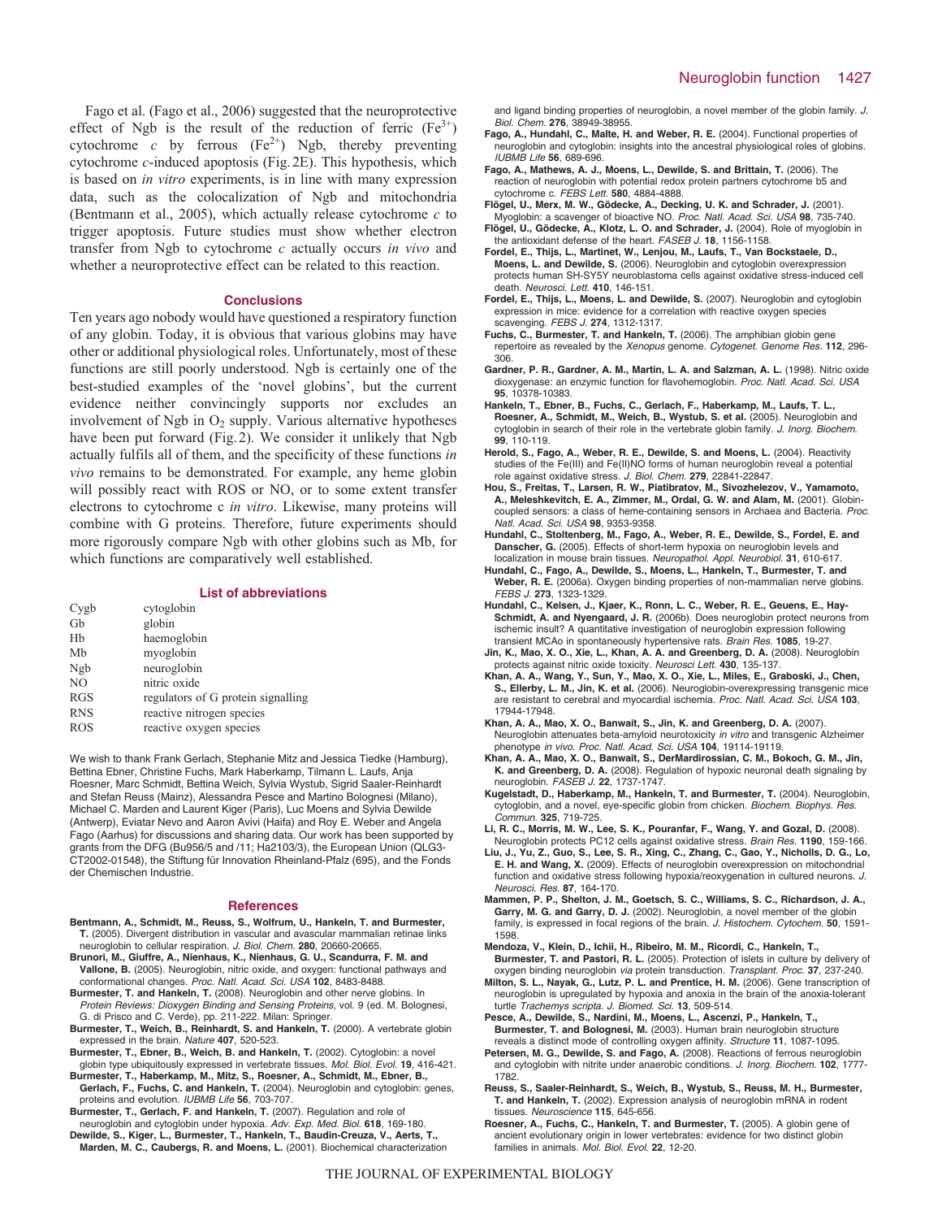Fago et al. (Fago et al., 2006) suggested that the neuroprotective effect of Ngb is the result of the reduction of ferric ($Fe^{3+}$) cytochrome *c* by ferrous ($Fe^{2+}$) Ngb, thereby preventing cytochrome *c*-induced apoptosis (Fig. 2E). This hypothesis, which is based on *in vitro* experiments, is in line with many expression data, such as the colocalization of Ngb and mitochondria (Bentmann et al., 2005), which actually release cytochrome *c* to trigger apoptosis. Future studies must show whether electron transfer from Ngb to cytochrome *c* actually occurs *in vivo* and whether a neuroprotective effect can be related to this reaction.

## Conclusions

Ten years ago nobody would have questioned a respiratory function of any globin. Today, it is obvious that various globins may have other or additional physiological roles. Unfortunately, most of these functions are still poorly understood. Ngb is certainly one of the best-studied examples of the 'novel globins', but the current evidence neither convincingly supports nor excludes an involvement of Ngb in $O_2$ supply. Various alternative hypotheses have been put forward (Fig. 2). We consider it unlikely that Ngb actually fulfils all of them, and the specificity of these functions *in vivo* remains to be demonstrated. For example, any heme globin will possibly react with ROS or NO, or to some extent transfer electrons to cytochrome c *in vitro*. Likewise, many proteins will combine with G proteins. Therefore, future experiments should more rigorously compare Ngb with other globins such as Mb, for which functions are comparatively well established.

## List of abbreviations

| | |
|---|---|
| Cygb | cytoglobin |
| Gb | globin |
| Hb | haemoglobin |
| Mb | myoglobin |
| Ngb | neuroglobin |
| NO | nitric oxide |
| RGS | regulators of G protein signalling |
| RNS | reactive nitrogen species |
| ROS | reactive oxygen species |

We wish to thank Frank Gerlach, Stephanie Mitz and Jessica Tiedke (Hamburg), Bettina Ebner, Christine Fuchs, Mark Haberkamp, Tilmann L. Laufs, Anja Roesner, Marc Schmidt, Bettina Weich, Sylvia Wystub, Sigrid Saaler-Reinhardt and Stefan Reuss (Mainz), Alessandra Pesce and Martino Bolognesi (Milano), Michael C. Marden and Laurent Kiger (Paris), Luc Moens and Sylvia Dewilde (Antwerp), Eviatar Nevo and Aaron Avivi (Haifa) and Roy E. Weber and Angela Fago (Aarhus) for discussions and sharing data. Our work has been supported by grants from the DFG (Bu956/5 and /11; Ha2103/3), the European Union (QLG3-CT2002-01548), the Stiftung für Innovation Rheinland-Pfalz (695), and the Fonds der Chemischen Industrie.

## References

**Bentmann, A., Schmidt, M., Reuss, S., Wolfrum, U., Hankeln, T. and Burmester, T.** (2005). Divergent distribution in vascular and avascular mammalian retinae links neuroglobin to cellular respiration. *J. Biol. Chem.* **280**, 20660-20665.

**Brunori, M., Giuffre, A., Nienhaus, K., Nienhaus, G. U., Scandurra, F. M. and Vallone, B.** (2005). Neuroglobin, nitric oxide, and oxygen: functional pathways and conformational changes. *Proc. Natl. Acad. Sci. USA* **102**, 8483-8488.

**Burmester, T. and Hankeln, T.** (2008). Neuroglobin and other nerve globins. In *Protein Reviews: Dioxygen Binding and Sensing Proteins*, vol. 9 (ed. M. Bolognesi, G. di Prisco and C. Verde), pp. 211-222. Milan: Springer.

**Burmester, T., Weich, B., Reinhardt, S. and Hankeln, T.** (2000). A vertebrate globin expressed in the brain. *Nature* **407**, 520-523.

**Burmester, T., Ebner, B., Weich, B. and Hankeln, T.** (2002). Cytoglobin: a novel globin type ubiquitously expressed in vertebrate tissues. *Mol. Biol. Evol.* **19**, 416-421.

**Burmester, T., Haberkamp, M., Mitz, S., Roesner, A., Schmidt, M., Ebner, B., Gerlach, F., Fuchs, C. and Hankeln, T.** (2004). Neuroglobin and cytoglobin: genes, proteins and evolution. *IUBMB Life* **56**, 703-707.

**Burmester, T., Gerlach, F. and Hankeln, T.** (2007). Regulation and role of neuroglobin and cytoglobin under hypoxia. *Adv. Exp. Med. Biol.* **618**, 169-180.

**Dewilde, S., Kiger, L., Burmester, T., Hankeln, T., Baudin-Creuza, V., Aerts, T., Marden, M. C., Caubergs, R. and Moens, L.** (2001). Biochemical characterization and ligand binding properties of neuroglobin, a novel member of the globin family. *J. Biol. Chem.* **276**, 38949-38955.

**Fago, A., Hundahl, C., Malte, H. and Weber, R. E.** (2004). Functional properties of neuroglobin and cytoglobin: insights into the ancestral physiological roles of globins. *IUBMB Life* **56**, 689-696.

**Fago, A., Mathews, A. J., Moens, L., Dewilde, S. and Brittain, T.** (2006). The reaction of neuroglobin with potential redox protein partners cytochrome b5 and cytochrome c. *FEBS Lett.* **580**, 4884-4888.

**Flögel, U., Merx, M. W., Gödecke, A., Decking, U. K. and Schrader, J.** (2001). Myoglobin: a scavenger of bioactive NO. *Proc. Natl. Acad. Sci. USA* **98**, 735-740.

**Flögel, U., Gödecke, A., Klotz, L. O. and Schrader, J.** (2004). Role of myoglobin in the antioxidant defense of the heart. *FASEB J.* **18**, 1156-1158.

**Fordel, E., Thijs, L., Martinet, W., Lenjou, M., Laufs, T., Van Bockstaele, D., Moens, L. and Dewilde, S.** (2006). Neuroglobin and cytoglobin overexpression protects human SH-SY5Y neuroblastoma cells against oxidative stress-induced cell death. *Neurosci. Lett.* **410**, 146-151.

**Fordel, E., Thijs, L., Moens, L. and Dewilde, S.** (2007). Neuroglobin and cytoglobin expression in mice: evidence for a correlation with reactive oxygen species scavenging. *FEBS J.* **274**, 1312-1317.

**Fuchs, C., Burmester, T. and Hankeln, T.** (2006). The amphibian globin gene repertoire as revealed by the *Xenopus* genome. *Cytogenet. Genome Res.* **112**, 296-306.

**Gardner, P. R., Gardner, A. M., Martin, L. A. and Salzman, A. L.** (1998). Nitric oxide dioxygenase: an enzymic function for flavohemoglobin. *Proc. Natl. Acad. Sci. USA* **95**, 10378-10383.

**Hankeln, T., Ebner, B., Fuchs, C., Gerlach, F., Haberkamp, M., Laufs, T. L., Roesner, A., Schmidt, M., Weich, B., Wystub, S. et al.** (2005). Neuroglobin and cytoglobin in search of their role in the vertebrate globin family. *J. Inorg. Biochem.* **99**, 110-119.

**Herold, S., Fago, A., Weber, R. E., Dewilde, S. and Moens, L.** (2004). Reactivity studies of the Fe(III) and Fe(II)NO forms of human neuroglobin reveal a potential role against oxidative stress. *J. Biol. Chem.* **279**, 22841-22847.

**Hou, S., Freitas, T., Larsen, R. W., Piatibratov, M., Sivozhelezov, V., Yamamoto, A., Meleshkevitch, E. A., Zimmer, M., Ordal, G. W. and Alam, M.** (2001). Globin-coupled sensors: a class of heme-containing sensors in Archaea and Bacteria. *Proc. Natl. Acad. Sci. USA* **98**, 9353-9358.

**Hundahl, C., Stoltenberg, M., Fago, A., Weber, R. E., Dewilde, S., Fordel, E. and Danscher, G.** (2005). Effects of short-term hypoxia on neuroglobin levels and localization in mouse brain tissues. *Neuropathol. Appl. Neurobiol.* **31**, 610-617.

**Hundahl, C., Fago, A., Dewilde, S., Moens, L., Hankeln, T., Burmester, T. and Weber, R. E.** (2006a). Oxygen binding properties of non-mammalian nerve globins. *FEBS J.* **273**, 1323-1329.

**Hundahl, C., Kelsen, J., Kjaer, K., Ronn, L. C., Weber, R. E., Geuens, E., Hay-Schmidt, A. and Nyengaard, J. R.** (2006b). Does neuroglobin protect neurons from ischemic insult? A quantitative investigation of neuroglobin expression following transient MCAo in spontaneously hypertensive rats. *Brain Res.* **1085**, 19-27.

**Jin, K., Mao, X. O., Xie, L., Khan, A. A. and Greenberg, D. A.** (2008). Neuroglobin protects against nitric oxide toxicity. *Neurosci Lett.* **430**, 135-137.

**Khan, A. A., Wang, Y., Sun, Y., Mao, X. O., Xie, L., Miles, E., Graboski, J., Chen, S., Ellerby, L. M., Jin, K. et al.** (2006). Neuroglobin-overexpressing transgenic mice are resistant to cerebral and myocardial ischemia. *Proc. Natl. Acad. Sci. USA* **103**, 17944-17948.

**Khan, A. A., Mao, X. O., Banwait, S., Jin, K. and Greenberg, D. A.** (2007). Neuroglobin attenuates beta-amyloid neurotoxicity *in vitro* and transgenic Alzheimer phenotype *in vivo*. *Proc. Natl. Acad. Sci. USA* **104**, 19114-19119.

**Khan, A. A., Mao, X. O., Banwait, S., DerMardirossian, C. M., Bokoch, G. M., Jin, K. and Greenberg, D. A.** (2008). Regulation of hypoxic neuronal death signaling by neuroglobin. *FASEB J.* **22**, 1737-1747.

**Kugelstadt, D., Haberkamp, M., Hankeln, T. and Burmester, T.** (2004). Neuroglobin, cytoglobin, and a novel, eye-specific globin from chicken. *Biochem. Biophys. Res. Commun.* **325**, 719-725.

**Li, R. C., Morris, M. W., Lee, S. K., Pouranfar, F., Wang, Y. and Gozal, D.** (2008). Neuroglobin protects PC12 cells against oxidative stress. *Brain Res.* **1190**, 159-166.

**Liu, J., Yu, Z., Guo, S., Lee, S. R., Xing, C., Zhang, C., Gao, Y., Nicholls, D. G., Lo, E. H. and Wang, X.** (2009). Effects of neuroglobin overexpression on mitochondrial function and oxidative stress following hypoxia/reoxygenation in cultured neurons. *J. Neurosci. Res.* **87**, 164-170.

**Mammen, P. P., Shelton, J. M., Goetsch, S. C., Williams, S. C., Richardson, J. A., Garry, M. G. and Garry, D. J.** (2002). Neuroglobin, a novel member of the globin family, is expressed in focal regions of the brain. *J. Histochem. Cytochem.* **50**, 1591-1598.

**Mendoza, V., Klein, D., Ichii, H., Ribeiro, M. M., Ricordi, C., Hankeln, T., Burmester, T. and Pastori, R. L.** (2005). Protection of islets in culture by delivery of oxygen binding neuroglobin *via* protein transduction. *Transplant. Proc.* **37**, 237-240.

**Milton, S. L., Nayak, G., Lutz, P. L. and Prentice, H. M.** (2006). Gene transcription of neuroglobin is upregulated by hypoxia and anoxia in the brain of the anoxia-tolerant turtle *Trachemys scripta*. *J. Biomed. Sci.* **13**, 509-514.

**Pesce, A., Dewilde, S., Nardini, M., Moens, L., Ascenzi, P., Hankeln, T., Burmester, T. and Bolognesi, M.** (2003). Human brain neuroglobin structure reveals a distinct mode of controlling oxygen affinity. *Structure* **11**, 1087-1095.

**Petersen, M. G., Dewilde, S. and Fago, A.** (2008). Reactions of ferrous neuroglobin and cytoglobin with nitrite under anaerobic conditions. *J. Inorg. Biochem.* **102**, 1777-1782.

**Reuss, S., Saaler-Reinhardt, S., Weich, B., Wystub, S., Reuss, M. H., Burmester, T. and Hankeln, T.** (2002). Expression analysis of neuroglobin mRNA in rodent tissues. *Neuroscience* **115**, 645-656.

**Roesner, A., Fuchs, C., Hankeln, T. and Burmester, T.** (2005). A globin gene of ancient evolutionary origin in lower vertebrates: evidence for two distinct globin families in animals. *Mol. Biol. Evol.* **22**, 12-20.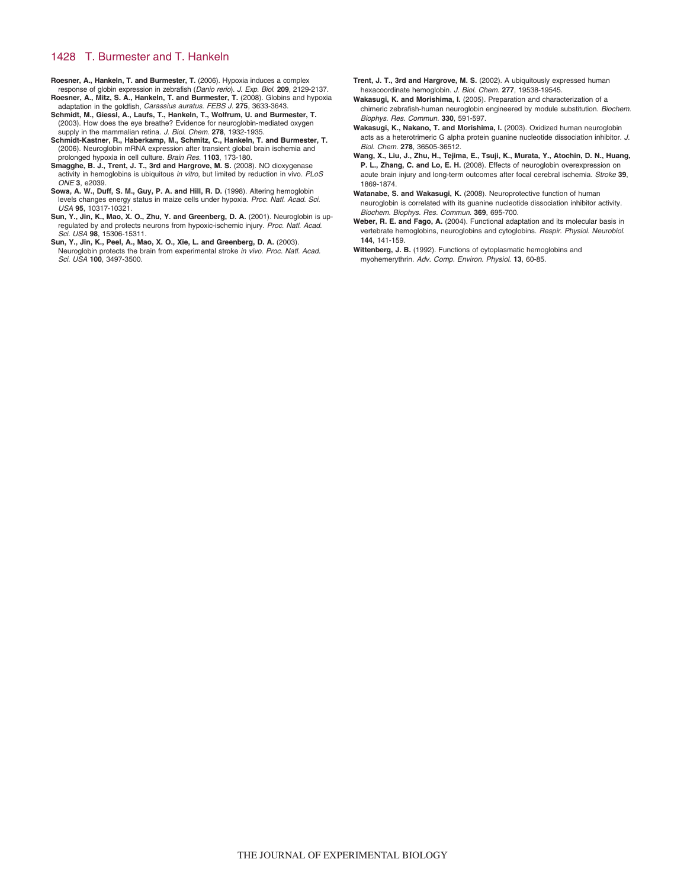**Roesner, A., Hankeln, T. and Burmester, T.** (2006). Hypoxia induces a complex response of globin expression in zebrafish (*Danio rerio*). *J. Exp. Biol.* **209**, 2129-2137.

**Roesner, A., Mitz, S. A., Hankeln, T. and Burmester, T.** (2008). Globins and hypoxia adaptation in the goldfish, *Carassius auratus*. *FEBS J.* **275**, 3633-3643.

**Schmidt, M., Giessl, A., Laufs, T., Hankeln, T., Wolfrum, U. and Burmester, T.** (2003). How does the eye breathe? Evidence for neuroglobin-mediated oxygen supply in the mammalian retina. *J. Biol. Chem.* **278**, 1932-1935.

**Schmidt-Kastner, R., Haberkamp, M., Schmitz, C., Hankeln, T. and Burmester, T.** (2006). Neuroglobin mRNA expression after transient global brain ischemia and prolonged hypoxia in cell culture. *Brain Res.* **1103**, 173-180.

**Smagghe, B. J., Trent, J. T., 3rd and Hargrove, M. S.** (2008). NO dioxygenase activity in hemoglobins is ubiquitous *in vitro*, but limited by reduction in vivo. *PLoS ONE* **3**, e2039.

**Sowa, A. W., Duff, S. M., Guy, P. A. and Hill, R. D.** (1998). Altering hemoglobin levels changes energy status in maize cells under hypoxia. *Proc. Natl. Acad. Sci. USA* **95**, 10317-10321.

**Sun, Y., Jin, K., Mao, X. O., Zhu, Y. and Greenberg, D. A.** (2001). Neuroglobin is up-regulated by and protects neurons from hypoxic-ischemic injury. *Proc. Natl. Acad. Sci. USA* **98**, 15306-15311.

**Sun, Y., Jin, K., Peel, A., Mao, X. O., Xie, L. and Greenberg, D. A.** (2003). Neuroglobin protects the brain from experimental stroke *in vivo*. *Proc. Natl. Acad. Sci. USA* **100**, 3497-3500.

**Trent, J. T., 3rd and Hargrove, M. S.** (2002). A ubiquitously expressed human hexacoordinate hemoglobin. *J. Biol. Chem.* **277**, 19538-19545.

**Wakasugi, K. and Morishima, I.** (2005). Preparation and characterization of a chimeric zebrafish-human neuroglobin engineered by module substitution. *Biochem. Biophys. Res. Commun.* **330**, 591-597.

**Wakasugi, K., Nakano, T. and Morishima, I.** (2003). Oxidized human neuroglobin acts as a heterotrimeric G alpha protein guanine nucleotide dissociation inhibitor. *J. Biol. Chem.* **278**, 36505-36512.

**Wang, X., Liu, J., Zhu, H., Tejima, E., Tsuji, K., Murata, Y., Atochin, D. N., Huang, P. L., Zhang, C. and Lo, E. H.** (2008). Effects of neuroglobin overexpression on acute brain injury and long-term outcomes after focal cerebral ischemia. *Stroke* **39**, 1869-1874.

**Watanabe, S. and Wakasugi, K.** (2008). Neuroprotective function of human neuroglobin is correlated with its guanine nucleotide dissociation inhibitor activity. *Biochem. Biophys. Res. Commun.* **369**, 695-700.

**Weber, R. E. and Fago, A.** (2004). Functional adaptation and its molecular basis in vertebrate hemoglobins, neuroglobins and cytoglobins. *Respir. Physiol. Neurobiol.* **144**, 141-159.

**Wittenberg, J. B.** (1992). Functions of cytoplasmatic hemoglobins and myohemerythrin. *Adv. Comp. Environ. Physiol.* **13**, 60-85.